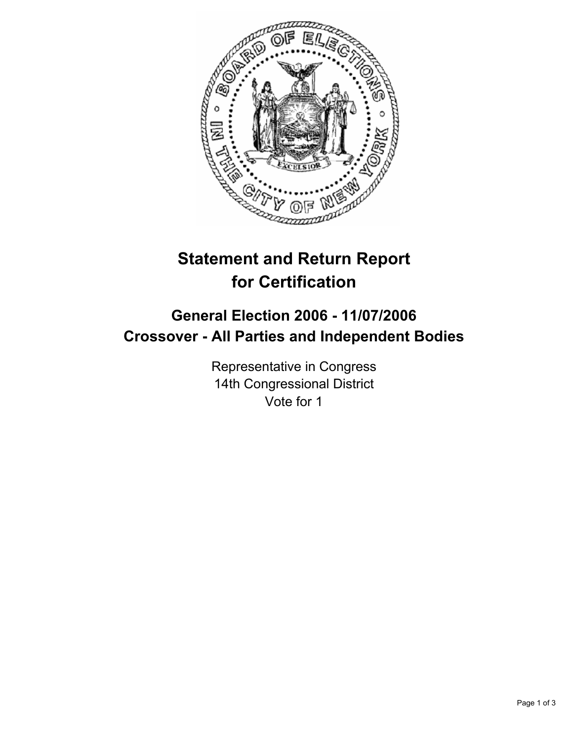# Statement and Return Report for Certification

## General Election 2006 - 11/07/2006
## Crossover - All Parties and Independent Bodies

Representative in Congress
14th Congressional District
Vote for 1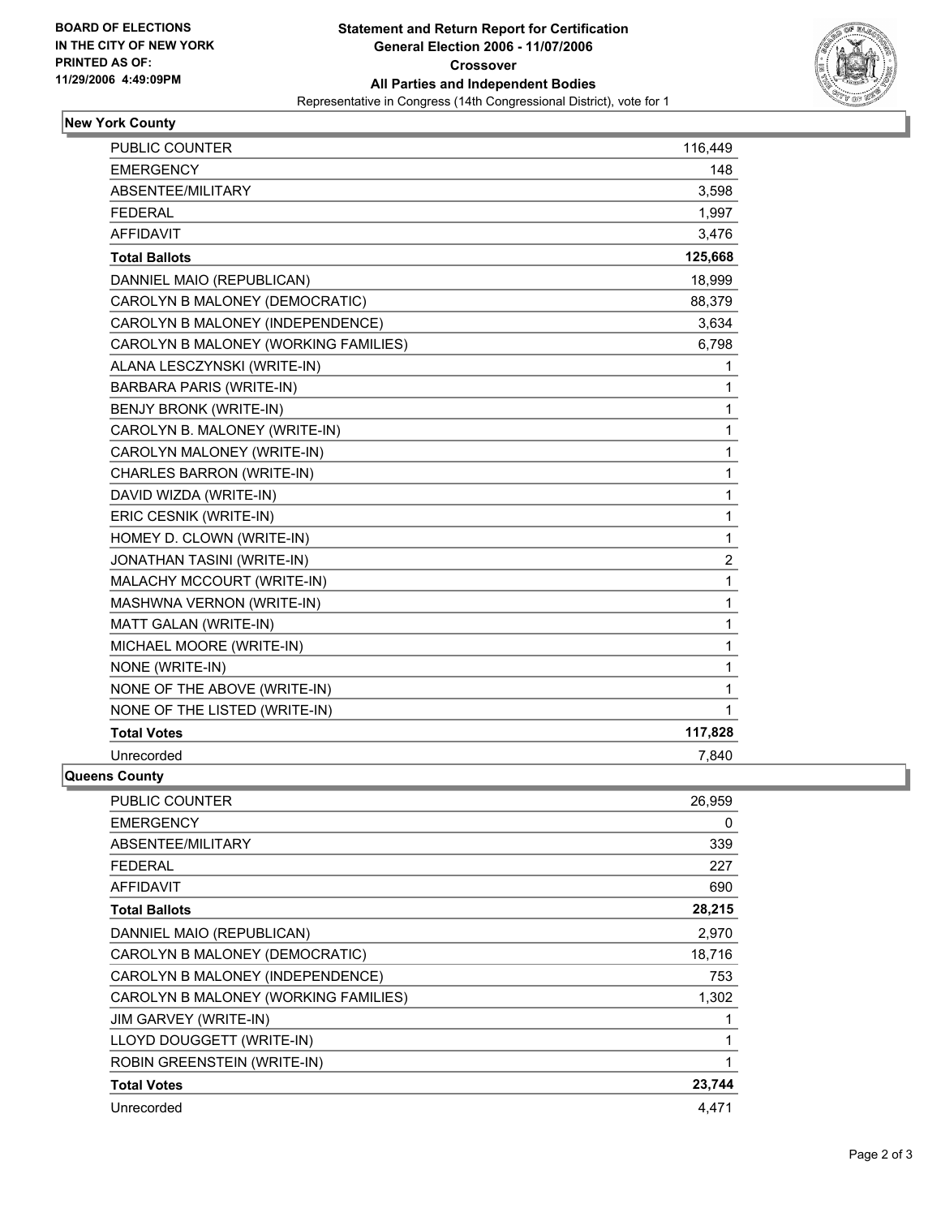**BOARD OF ELECTIONS IN THE CITY OF NEW YORK PRINTED AS OF: 11/29/2006 4:49:09PM**

# Statement and Return Report for Certification
## General Election 2006 - 11/07/2006
## Crossover
## All Parties and Independent Bodies
Representative in Congress (14th Congressional District), vote for 1

### New York County

| | |
|---|---|
| PUBLIC COUNTER | 116,449 |
| EMERGENCY | 148 |
| ABSENTEE/MILITARY | 3,598 |
| FEDERAL | 1,997 |
| AFFIDAVIT | 3,476 |
| **Total Ballots** | **125,668** |
| DANNIEL MAIO (REPUBLICAN) | 18,999 |
| CAROLYN B MALONEY (DEMOCRATIC) | 88,379 |
| CAROLYN B MALONEY (INDEPENDENCE) | 3,634 |
| CAROLYN B MALONEY (WORKING FAMILIES) | 6,798 |
| ALANA LESCZYNSKI (WRITE-IN) | 1 |
| BARBARA PARIS (WRITE-IN) | 1 |
| BENJY BRONK (WRITE-IN) | 1 |
| CAROLYN B. MALONEY (WRITE-IN) | 1 |
| CAROLYN MALONEY (WRITE-IN) | 1 |
| CHARLES BARRON (WRITE-IN) | 1 |
| DAVID WIZDA (WRITE-IN) | 1 |
| ERIC CESNIK (WRITE-IN) | 1 |
| HOMEY D. CLOWN (WRITE-IN) | 1 |
| JONATHAN TASINI (WRITE-IN) | 2 |
| MALACHY MCCOURT (WRITE-IN) | 1 |
| MASHWNA VERNON (WRITE-IN) | 1 |
| MATT GALAN (WRITE-IN) | 1 |
| MICHAEL MOORE (WRITE-IN) | 1 |
| NONE (WRITE-IN) | 1 |
| NONE OF THE ABOVE (WRITE-IN) | 1 |
| NONE OF THE LISTED (WRITE-IN) | 1 |
| **Total Votes** | **117,828** |
| Unrecorded | 7,840 |

### Queens County

| | |
|---|---|
| PUBLIC COUNTER | 26,959 |
| EMERGENCY | 0 |
| ABSENTEE/MILITARY | 339 |
| FEDERAL | 227 |
| AFFIDAVIT | 690 |
| **Total Ballots** | **28,215** |
| DANNIEL MAIO (REPUBLICAN) | 2,970 |
| CAROLYN B MALONEY (DEMOCRATIC) | 18,716 |
| CAROLYN B MALONEY (INDEPENDENCE) | 753 |
| CAROLYN B MALONEY (WORKING FAMILIES) | 1,302 |
| JIM GARVEY (WRITE-IN) | 1 |
| LLOYD DOUGGETT (WRITE-IN) | 1 |
| ROBIN GREENSTEIN (WRITE-IN) | 1 |
| **Total Votes** | **23,744** |
| Unrecorded | 4,471 |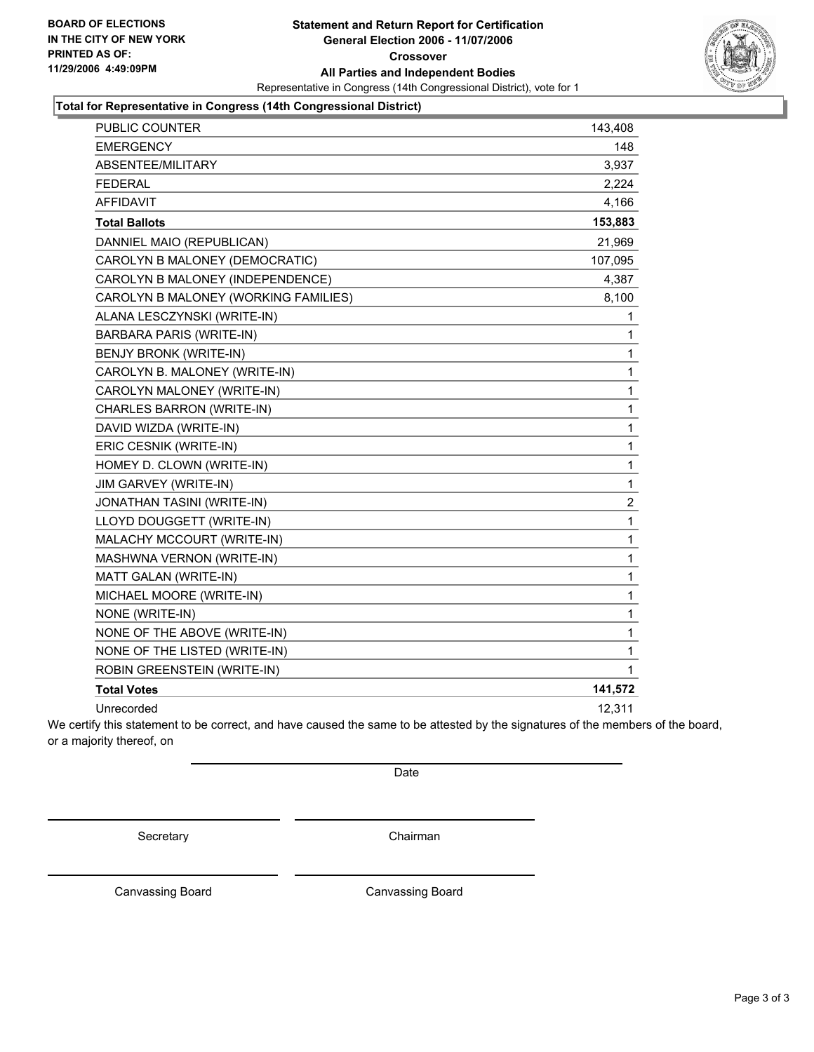**BOARD OF ELECTIONS IN THE CITY OF NEW YORK**
**PRINTED AS OF: 11/29/2006 4:49:09PM**

# Statement and Return Report for Certification
## General Election 2006 - 11/07/2006
## Crossover
## All Parties and Independent Bodies

Representative in Congress (14th Congressional District), vote for 1

### Total for Representative in Congress (14th Congressional District)

| | |
|---|---|
| PUBLIC COUNTER | 143,408 |
| EMERGENCY | 148 |
| ABSENTEE/MILITARY | 3,937 |
| FEDERAL | 2,224 |
| AFFIDAVIT | 4,166 |
| **Total Ballots** | **153,883** |
| DANNIEL MAIO (REPUBLICAN) | 21,969 |
| CAROLYN B MALONEY (DEMOCRATIC) | 107,095 |
| CAROLYN B MALONEY (INDEPENDENCE) | 4,387 |
| CAROLYN B MALONEY (WORKING FAMILIES) | 8,100 |
| ALANA LESCZYNSKI (WRITE-IN) | 1 |
| BARBARA PARIS (WRITE-IN) | 1 |
| BENJY BRONK (WRITE-IN) | 1 |
| CAROLYN B. MALONEY (WRITE-IN) | 1 |
| CAROLYN MALONEY (WRITE-IN) | 1 |
| CHARLES BARRON (WRITE-IN) | 1 |
| DAVID WIZDA (WRITE-IN) | 1 |
| ERIC CESNIK (WRITE-IN) | 1 |
| HOMEY D. CLOWN (WRITE-IN) | 1 |
| JIM GARVEY (WRITE-IN) | 1 |
| JONATHAN TASINI (WRITE-IN) | 2 |
| LLOYD DOUGGETT (WRITE-IN) | 1 |
| MALACHY MCCOURT (WRITE-IN) | 1 |
| MASHWNA VERNON (WRITE-IN) | 1 |
| MATT GALAN (WRITE-IN) | 1 |
| MICHAEL MOORE (WRITE-IN) | 1 |
| NONE (WRITE-IN) | 1 |
| NONE OF THE ABOVE (WRITE-IN) | 1 |
| NONE OF THE LISTED (WRITE-IN) | 1 |
| ROBIN GREENSTEIN (WRITE-IN) | 1 |
| **Total Votes** | **141,572** |
| Unrecorded | 12,311 |

We certify this statement to be correct, and have caused the same to be attested by the signatures of the members of the board, or a majority thereof, on

Date

Secretary

Chairman

Canvassing Board

Canvassing Board